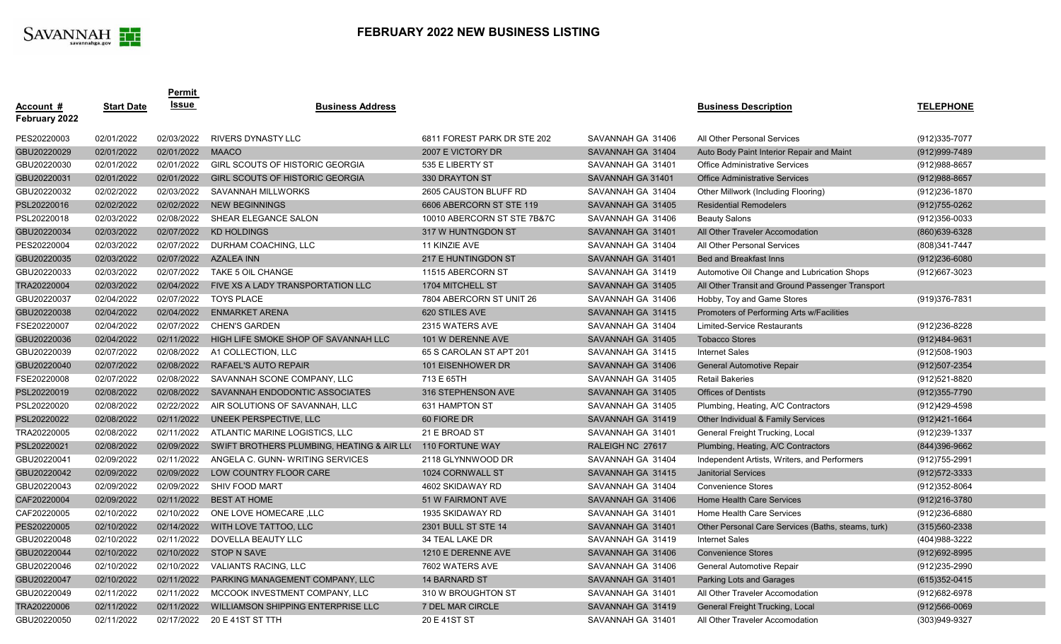# FEBRUARY 2022 NEW BUSINESS LISTING

| Account # February 2022 | Start Date | Permit Issue | Business Address | | | Business Description | TELEPHONE |
|---|---|---|---|---|---|---|---|
| PES20220003 | 02/01/2022 | 02/03/2022 | RIVERS DYNASTY LLC | 6811 FOREST PARK DR STE 202 | SAVANNAH GA 31406 | All Other Personal Services | (912)335-7077 |
| GBU20220029 | 02/01/2022 | 02/01/2022 | MAACO | 2007 E VICTORY DR | SAVANNAH GA 31404 | Auto Body Paint Interior Repair and Maint | (912)999-7489 |
| GBU20220030 | 02/01/2022 | 02/01/2022 | GIRL SCOUTS OF HISTORIC GEORGIA | 535 E LIBERTY ST | SAVANNAH GA 31401 | Office Administrative Services | (912)988-8657 |
| GBU20220031 | 02/01/2022 | 02/01/2022 | GIRL SCOUTS OF HISTORIC GEORGIA | 330 DRAYTON ST | SAVANNAH GA 31401 | Office Administrative Services | (912)988-8657 |
| GBU20220032 | 02/02/2022 | 02/03/2022 | SAVANNAH MILLWORKS | 2605 CAUSTON BLUFF RD | SAVANNAH GA 31404 | Other Millwork (Including Flooring) | (912)236-1870 |
| PSL20220016 | 02/02/2022 | 02/02/2022 | NEW BEGINNINGS | 6606 ABERCORN ST STE 119 | SAVANNAH GA 31405 | Residential Remodelers | (912)755-0262 |
| PSL20220018 | 02/03/2022 | 02/08/2022 | SHEAR ELEGANCE SALON | 10010 ABERCORN ST STE 7B&7C | SAVANNAH GA 31406 | Beauty Salons | (912)356-0033 |
| GBU20220034 | 02/03/2022 | 02/07/2022 | KD HOLDINGS | 317 W HUNTNGDON ST | SAVANNAH GA 31401 | All Other Traveler Accomodation | (860)639-6328 |
| PES20220004 | 02/03/2022 | 02/07/2022 | DURHAM COACHING, LLC | 11 KINZIE AVE | SAVANNAH GA 31404 | All Other Personal Services | (808)341-7447 |
| GBU20220035 | 02/03/2022 | 02/07/2022 | AZALEA INN | 217 E HUNTINGDON ST | SAVANNAH GA 31401 | Bed and Breakfast Inns | (912)236-6080 |
| GBU20220033 | 02/03/2022 | 02/07/2022 | TAKE 5 OIL CHANGE | 11515 ABERCORN ST | SAVANNAH GA 31419 | Automotive Oil Change and Lubrication Shops | (912)667-3023 |
| TRA20220004 | 02/03/2022 | 02/04/2022 | FIVE XS A LADY TRANSPORTATION LLC | 1704 MITCHELL ST | SAVANNAH GA 31405 | All Other Transit and Ground Passenger Transport | |
| GBU20220037 | 02/04/2022 | 02/07/2022 | TOYS PLACE | 7804 ABERCORN ST UNIT 26 | SAVANNAH GA 31406 | Hobby, Toy and Game Stores | (919)376-7831 |
| GBU20220038 | 02/04/2022 | 02/04/2022 | ENMARKET ARENA | 620 STILES AVE | SAVANNAH GA 31415 | Promoters of Performing Arts w/Facilities | |
| FSE20220007 | 02/04/2022 | 02/07/2022 | CHEN'S GARDEN | 2315 WATERS AVE | SAVANNAH GA 31404 | Limited-Service Restaurants | (912)236-8228 |
| GBU20220036 | 02/04/2022 | 02/11/2022 | HIGH LIFE SMOKE SHOP OF SAVANNAH LLC | 101 W DERENNE AVE | SAVANNAH GA 31405 | Tobacco Stores | (912)484-9631 |
| GBU20220039 | 02/07/2022 | 02/08/2022 | A1 COLLECTION, LLC | 65 S CAROLAN ST APT 201 | SAVANNAH GA 31415 | Internet Sales | (912)508-1903 |
| GBU20220040 | 02/07/2022 | 02/08/2022 | RAFAEL'S AUTO REPAIR | 101 EISENHOWER DR | SAVANNAH GA 31406 | General Automotive Repair | (912)507-2354 |
| FSE20220008 | 02/07/2022 | 02/08/2022 | SAVANNAH SCONE COMPANY, LLC | 713 E 65TH | SAVANNAH GA 31405 | Retail Bakeries | (912)521-8820 |
| PSL20220019 | 02/08/2022 | 02/08/2022 | SAVANNAH ENDODONTIC ASSOCIATES | 316 STEPHENSON AVE | SAVANNAH GA 31405 | Offices of Dentists | (912)355-7790 |
| PSL20220020 | 02/08/2022 | 02/22/2022 | AIR SOLUTIONS OF SAVANNAH, LLC | 631 HAMPTON ST | SAVANNAH GA 31405 | Plumbing, Heating, A/C Contractors | (912)429-4598 |
| PSL20220022 | 02/08/2022 | 02/11/2022 | UNEEK PERSPECTIVE, LLC | 60 FIORE DR | SAVANNAH GA 31419 | Other Individual & Family Services | (912)421-1664 |
| TRA20220005 | 02/08/2022 | 02/11/2022 | ATLANTIC MARINE LOGISTICS, LLC | 21 E BROAD ST | SAVANNAH GA 31401 | General Freight Trucking, Local | (912)239-1337 |
| PSL20220021 | 02/08/2022 | 02/09/2022 | SWIFT BROTHERS PLUMBING, HEATING & AIR LL( | 110 FORTUNE WAY | RALEIGH NC 27617 | Plumbing, Heating, A/C Contractors | (844)396-9662 |
| GBU20220041 | 02/09/2022 | 02/11/2022 | ANGELA C. GUNN- WRITING SERVICES | 2118 GLYNNWOOD DR | SAVANNAH GA 31404 | Independent Artists, Writers, and Performers | (912)755-2991 |
| GBU20220042 | 02/09/2022 | 02/09/2022 | LOW COUNTRY FLOOR CARE | 1024 CORNWALL ST | SAVANNAH GA 31415 | Janitorial Services | (912)572-3333 |
| GBU20220043 | 02/09/2022 | 02/09/2022 | SHIV FOOD MART | 4602 SKIDAWAY RD | SAVANNAH GA 31404 | Convenience Stores | (912)352-8064 |
| CAF20220004 | 02/09/2022 | 02/11/2022 | BEST AT HOME | 51 W FAIRMONT AVE | SAVANNAH GA 31406 | Home Health Care Services | (912)216-3780 |
| CAF20220005 | 02/10/2022 | 02/10/2022 | ONE LOVE HOMECARE ,LLC | 1935 SKIDAWAY RD | SAVANNAH GA 31401 | Home Health Care Services | (912)236-6880 |
| PES20220005 | 02/10/2022 | 02/14/2022 | WITH LOVE TATTOO, LLC | 2301 BULL ST STE 14 | SAVANNAH GA 31401 | Other Personal Care Services (Baths, steams, turk) | (315)560-2338 |
| GBU20220048 | 02/10/2022 | 02/11/2022 | DOVELLA BEAUTY LLC | 34 TEAL LAKE DR | SAVANNAH GA 31419 | Internet Sales | (404)988-3222 |
| GBU20220044 | 02/10/2022 | 02/10/2022 | STOP N SAVE | 1210 E DERENNE AVE | SAVANNAH GA 31406 | Convenience Stores | (912)692-8995 |
| GBU20220046 | 02/10/2022 | 02/10/2022 | VALIANTS RACING, LLC | 7602 WATERS AVE | SAVANNAH GA 31406 | General Automotive Repair | (912)235-2990 |
| GBU20220047 | 02/10/2022 | 02/11/2022 | PARKING MANAGEMENT COMPANY, LLC | 14 BARNARD ST | SAVANNAH GA 31401 | Parking Lots and Garages | (615)352-0415 |
| GBU20220049 | 02/11/2022 | 02/11/2022 | MCCOOK INVESTMENT COMPANY, LLC | 310 W BROUGHTON ST | SAVANNAH GA 31401 | All Other Traveler Accomodation | (912)682-6978 |
| TRA20220006 | 02/11/2022 | 02/11/2022 | WILLIAMSON SHIPPING ENTERPRISE LLC | 7 DEL MAR CIRCLE | SAVANNAH GA 31419 | General Freight Trucking, Local | (912)566-0069 |
| GBU20220050 | 02/11/2022 | 02/17/2022 | 20 E 41ST ST TTH | 20 E 41ST ST | SAVANNAH GA 31401 | All Other Traveler Accomodation | (303)949-9327 |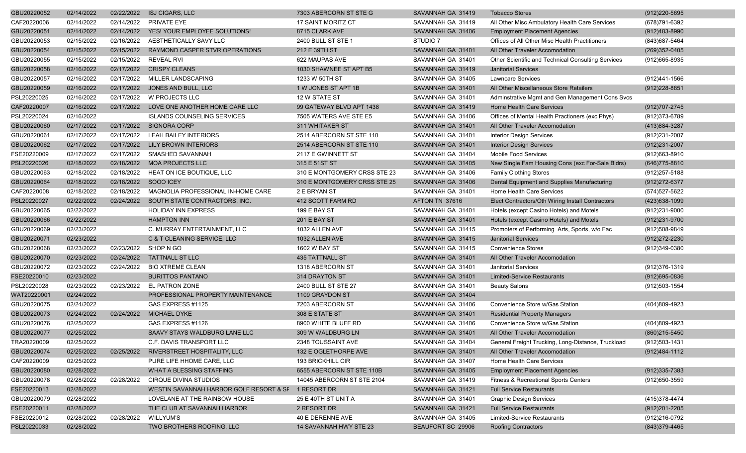| | | | | | | | |
|---|---|---|---|---|---|---|---|
| GBU20220052 | 02/14/2022 | 02/22/2022 | ISJ CIGARS, LLC | 7303 ABERCORN ST STE G | SAVANNAH GA 31419 | Tobacco Stores | (912)220-5695 |
| CAF20220006 | 02/14/2022 | 02/14/2022 | PRIVATE EYE | 17 SAINT MORITZ CT | SAVANNAH GA 31419 | All Other Misc Ambulatory Health Care Services | (678)791-6392 |
| GBU20220051 | 02/14/2022 | 02/14/2022 | YES! YOUR EMPLOYEE SOLUTIONS! | 8715 CLARK AVE | SAVANNAH GA 31406 | Employment Placement Agencies | (912)483-8990 |
| GBU20220053 | 02/15/2022 | 02/16/2022 | AESTHETICALLY SAVY LLC | 2400 BULL ST STE 1 | STUDIO 7 | Offices of All Other Misc Health Practitioners | (843)687-5464 |
| GBU20220054 | 02/15/2022 | 02/15/2022 | RAYMOND CASPER STVR OPERATIONS | 212 E 39TH ST | SAVANNAH GA 31401 | All Other Traveler Accomodation | (269)352-0405 |
| GBU20220055 | 02/15/2022 | 02/15/2022 | REVEAL RVI | 622 MAUPAS AVE | SAVANNAH GA 31401 | Other Scientific and Technical Consulting Services | (912)665-8935 |
| GBU20220058 | 02/16/2022 | 02/17/2022 | CRISPY CLEANS | 1030 SHAWNEE ST APT B5 | SAVANNAH GA 31419 | Janitorial Services | |
| GBU20220057 | 02/16/2022 | 02/17/2022 | MILLER LANDSCAPING | 1233 W 50TH ST | SAVANNAH GA 31405 | Lawncare Services | (912)441-1566 |
| GBU20220059 | 02/16/2022 | 02/17/2022 | JONES AND BULL, LLC | 1 W JONES ST APT 1B | SAVANNAH GA 31401 | All Other Miscellaneous Store Retailers | (912)228-8851 |
| PSL20220025 | 02/16/2022 | 02/17/2022 | W PROJECTS LLC | 12 W STATE ST | SAVANNAH GA 31401 | Adminstrative Mgmt and Gen Management Cons Svcs | |
| CAF20220007 | 02/16/2022 | 02/17/2022 | LOVE ONE ANOTHER HOME CARE LLC | 99 GATEWAY BLVD APT 1438 | SAVANNAH GA 31419 | Home Health Care Services | (912)707-2745 |
| PSL20220024 | 02/16/2022 | | ISLANDS COUNSELING SERVICES | 7505 WATERS AVE STE E5 | SAVANNAH GA 31406 | Offices of Mental Health Practioners (exc Phys) | (912)373-6789 |
| GBU20220060 | 02/17/2022 | 02/17/2022 | SIGNORA CORP | 311 WHITAKER ST | SAVANNAH GA 31401 | All Other Traveler Accomodation | (413)884-3287 |
| GBU20220061 | 02/17/2022 | 02/17/2022 | LEAH BAILEY INTERIORS | 2514 ABERCORN ST STE 110 | SAVANNAH GA 31401 | Interior Design Services | (912)231-2007 |
| GBU20220062 | 02/17/2022 | 02/17/2022 | LILY BROWN INTERIORS | 2514 ABERCORN ST STE 110 | SAVANNAH GA 31401 | Interior Design Services | (912)231-2007 |
| FSE20220009 | 02/17/2022 | 02/17/2022 | SMASHED SAVANNAH | 2117 E GWINNETT ST | SAVANNAH GA 31404 | Mobile Food Services | (912)663-8910 |
| PSL20220026 | 02/18/2022 | 02/18/2022 | MOA PROJECTS LLC | 315 E 51ST ST | SAVANNAH GA 31405 | New Single Fam Housing Cons (exc For-Sale Bldrs) | (646)775-8810 |
| GBU20220063 | 02/18/2022 | 02/18/2022 | HEAT ON ICE BOUTIQUE, LLC | 310 E MONTGOMERY CRSS STE 23 | SAVANNAH GA 31406 | Family Clothing Stores | (912)257-5188 |
| GBU20220064 | 02/18/2022 | 02/18/2022 | SOOO ICEY | 310 E MONTGOMERY CRSS STE 25 | SAVANNAH GA 31406 | Dental Equipment and Supplies Manufacturing | (912)272-6377 |
| CAF20220008 | 02/18/2022 | 02/18/2022 | MAGNOLIA PROFESSIONAL IN-HOME CARE | 2 E BRYAN ST | SAVANNAH GA 31401 | Home Health Care Services | (574)527-5622 |
| PSL20220027 | 02/22/2022 | 02/24/2022 | SOUTH STATE CONTRACTORS, INC. | 412 SCOTT FARM RD | AFTON TN 37616 | Elect Contractors/Oth Wiring Install Contractors | (423)638-1099 |
| GBU20220065 | 02/22/2022 | | HOLIDAY INN EXPRESS | 199 E BAY ST | SAVANNAH GA 31401 | Hotels (except Casino Hotels) and Motels | (912)231-9000 |
| GBU20220066 | 02/22/2022 | | HAMPTON INN | 201 E BAY ST | SAVANNAH GA 31401 | Hotels (except Casino Hotels) and Motels | (912)231-9700 |
| GBU20220069 | 02/23/2022 | | C. MURRAY ENTERTAINMENT, LLC | 1032 ALLEN AVE | SAVANNAH GA 31415 | Promoters of Performing Arts, Sports, w/o Fac | (912)508-9849 |
| GBU20220071 | 02/23/2022 | | C & T CLEANING SERVICE, LLC | 1032 ALLEN AVE | SAVANNAH GA 31415 | Janitorial Services | (912)272-2230 |
| GBU20220068 | 02/23/2022 | 02/23/2022 | SHOP N GO | 1602 W BAY ST | SAVANNAH GA 31415 | Convenience Stores | (912)349-0380 |
| GBU20220070 | 02/23/2022 | 02/24/2022 | TATTNALL ST LLC | 435 TATTNALL ST | SAVANNAH GA 31401 | All Other Traveler Accomodation | |
| GBU20220072 | 02/23/2022 | 02/24/2022 | BIO XTREME CLEAN | 1318 ABERCORN ST | SAVANNAH GA 31401 | Janitorial Services | (912)376-1319 |
| FSE20220010 | 02/23/2022 | | BURITTOS PANTANO | 314 DRAYTON ST | SAVANNAH GA 31401 | Limited-Service Restaurants | (912)695-0836 |
| PSL20220028 | 02/23/2022 | 02/23/2022 | EL PATRON ZONE | 2400 BULL ST STE 27 | SAVANNAH GA 31401 | Beauty Salons | (912)503-1554 |
| WAT20220001 | 02/24/2022 | | PROFESSIONAL PROPERTY MAINTENANCE | 1109 GRAYDON ST | SAVANNAH GA 31404 | | |
| GBU20220075 | 02/24/2022 | | GAS EXPRESS #1125 | 7203 ABERCORN ST | SAVANNAH GA 31406 | Convenience Store w/Gas Station | (404)809-4923 |
| GBU20220073 | 02/24/2022 | 02/24/2022 | MICHAEL DYKE | 308 E STATE ST | SAVANNAH GA 31401 | Residential Property Managers | |
| GBU20220076 | 02/25/2022 | | GAS EXPRESS #1126 | 8900 WHITE BLUFF RD | SAVANNAH GA 31406 | Convenience Store w/Gas Station | (404)809-4923 |
| GBU20220077 | 02/25/2022 | | SAAVY STAYS WALDBURG LANE LLC | 309 W WALDBURG LN | SAVANNAH GA 31401 | All Other Traveler Accomodation | (860)215-5450 |
| TRA20220009 | 02/25/2022 | | C.F. DAVIS TRANSPORT LLC | 2348 TOUSSAINT AVE | SAVANNAH GA 31404 | General Freight Trucking, Long-Distance, Truckload | (912)503-1431 |
| GBU20220074 | 02/25/2022 | 02/25/2022 | RIVERSTREET HOSPITALITY, LLC | 132 E OGLETHORPE AVE | SAVANNAH GA 31401 | All Other Traveler Accomodation | (912)484-1112 |
| CAF20220009 | 02/25/2022 | | PURE LIFE HHOME CARE, LLC | 193 BRICKHILL CIR | SAVANNAH GA 31407 | Home Health Care Services | |
| GBU20220080 | 02/28/2022 | | WHAT A BLESSING STAFFING | 6555 ABERCORN ST STE 110B | SAVANNAH GA 31405 | Employment Placement Agencies | (912)335-7383 |
| GBU20220078 | 02/28/2022 | 02/28/2022 | CIRQUE DIVINA STUDIOS | 14045 ABERCORN ST STE 2104 | SAVANNAH GA 31419 | Fitness & Recreational Sports Centers | (912)650-3559 |
| FSE20220013 | 02/28/2022 | | WESTIN SAVANNAH HARBOR GOLF RESORT & SP | 1 RESORT DR | SAVANNAH GA 31421 | Full Service Restaurants | |
| GBU20220079 | 02/28/2022 | | LOVELANE AT THE RAINBOW HOUSE | 25 E 40TH ST UNIT A | SAVANNAH GA 31401 | Graphic Design Services | (415)378-4474 |
| FSE20220011 | 02/28/2022 | | THE CLUB AT SAVANNAH HARBOR | 2 RESORT DR | SAVANNAH GA 31421 | Full Service Restaurants | (912)201-2205 |
| FSE20220012 | 02/28/2022 | 02/28/2022 | WILLYUM'S | 40 E DERENNE AVE | SAVANNAH GA 31405 | Limited-Service Restaurants | (912)216-0792 |
| PSL20220033 | 02/28/2022 | | TWO BROTHERS ROOFING, LLC | 14 SAVANNAH HWY STE 23 | BEAUFORT SC 29906 | Roofing Contractors | (843)379-4465 |